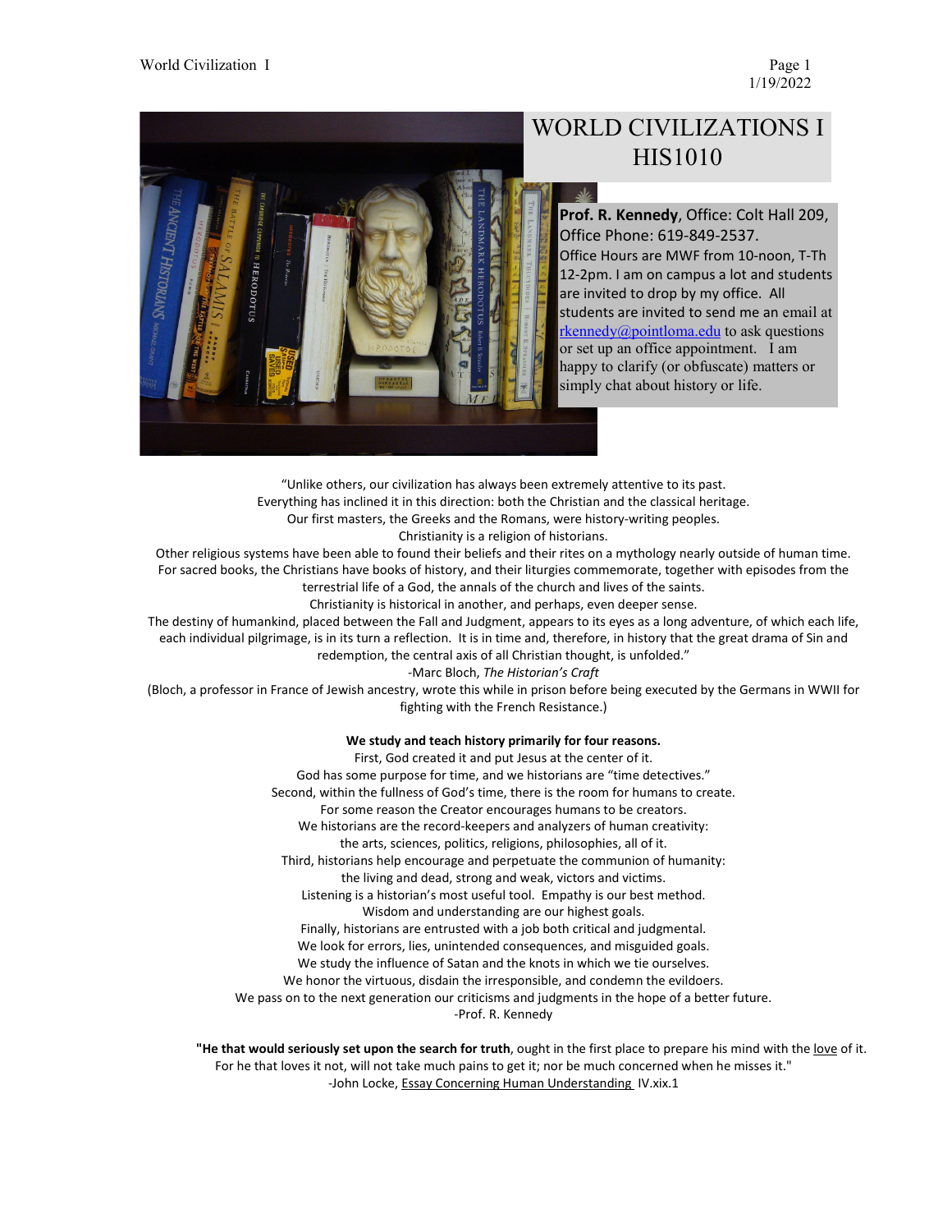# WORLD CIVILIZATIONS I
## HIS1010

**Prof. R. Kennedy**, Office: Colt Hall 209, Office Phone: 619-849-2537. Office Hours are MWF from 10-noon, T-Th 12-2pm. I am on campus a lot and students are invited to drop by my office. All students are invited to send me an email at rkennedy@pointloma.edu to ask questions or set up an office appointment. I am happy to clarify (or obfuscate) matters or simply chat about history or life.

"Unlike others, our civilization has always been extremely attentive to its past.
Everything has inclined it in this direction: both the Christian and the classical heritage.
Our first masters, the Greeks and the Romans, were history-writing peoples.
Christianity is a religion of historians.
Other religious systems have been able to found their beliefs and their rites on a mythology nearly outside of human time.
For sacred books, the Christians have books of history, and their liturgies commemorate, together with episodes from the terrestrial life of a God, the annals of the church and lives of the saints.
Christianity is historical in another, and perhaps, even deeper sense.
The destiny of humankind, placed between the Fall and Judgment, appears to its eyes as a long adventure, of which each life, each individual pilgrimage, is in its turn a reflection. It is in time and, therefore, in history that the great drama of Sin and redemption, the central axis of all Christian thought, is unfolded."
-Marc Bloch, *The Historian's Craft*
(Bloch, a professor in France of Jewish ancestry, wrote this while in prison before being executed by the Germans in WWII for fighting with the French Resistance.)

**We study and teach history primarily for four reasons.**
First, God created it and put Jesus at the center of it.
God has some purpose for time, and we historians are "time detectives."
Second, within the fullness of God's time, there is the room for humans to create.
For some reason the Creator encourages humans to be creators.
We historians are the record-keepers and analyzers of human creativity:
the arts, sciences, politics, religions, philosophies, all of it.
Third, historians help encourage and perpetuate the communion of humanity:
the living and dead, strong and weak, victors and victims.
Listening is a historian's most useful tool. Empathy is our best method.
Wisdom and understanding are our highest goals.
Finally, historians are entrusted with a job both critical and judgmental.
We look for errors, lies, unintended consequences, and misguided goals.
We study the influence of Satan and the knots in which we tie ourselves.
We honor the virtuous, disdain the irresponsible, and condemn the evildoers.
We pass on to the next generation our criticisms and judgments in the hope of a better future.
-Prof. R. Kennedy

**"He that would seriously set upon the search for truth**, ought in the first place to prepare his mind with the love of it. For he that loves it not, will not take much pains to get it; nor be much concerned when he misses it."
-John Locke, Essay Concerning Human Understanding IV.xix.1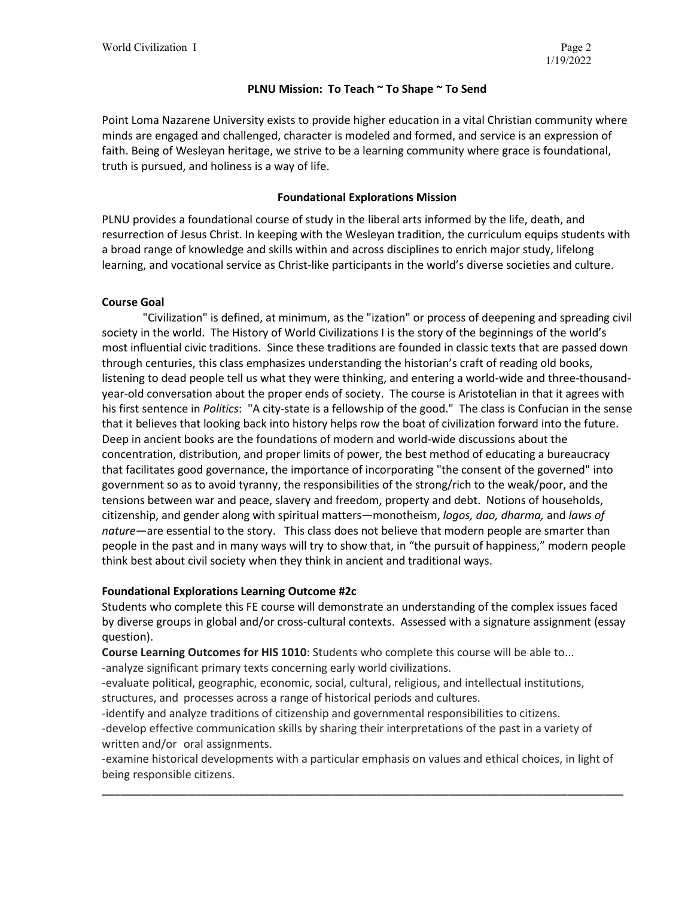## PLNU Mission: To Teach ~ To Shape ~ To Send

Point Loma Nazarene University exists to provide higher education in a vital Christian community where minds are engaged and challenged, character is modeled and formed, and service is an expression of faith. Being of Wesleyan heritage, we strive to be a learning community where grace is foundational, truth is pursued, and holiness is a way of life.

## Foundational Explorations Mission

PLNU provides a foundational course of study in the liberal arts informed by the life, death, and resurrection of Jesus Christ. In keeping with the Wesleyan tradition, the curriculum equips students with a broad range of knowledge and skills within and across disciplines to enrich major study, lifelong learning, and vocational service as Christ-like participants in the world's diverse societies and culture.

### Course Goal

"Civilization" is defined, at minimum, as the "ization" or process of deepening and spreading civil society in the world. The History of World Civilizations I is the story of the beginnings of the world's most influential civic traditions. Since these traditions are founded in classic texts that are passed down through centuries, this class emphasizes understanding the historian's craft of reading old books, listening to dead people tell us what they were thinking, and entering a world-wide and three-thousand-year-old conversation about the proper ends of society. The course is Aristotelian in that it agrees with his first sentence in *Politics*: "A city-state is a fellowship of the good." The class is Confucian in the sense that it believes that looking back into history helps row the boat of civilization forward into the future. Deep in ancient books are the foundations of modern and world-wide discussions about the concentration, distribution, and proper limits of power, the best method of educating a bureaucracy that facilitates good governance, the importance of incorporating "the consent of the governed" into government so as to avoid tyranny, the responsibilities of the strong/rich to the weak/poor, and the tensions between war and peace, slavery and freedom, property and debt. Notions of households, citizenship, and gender along with spiritual matters—monotheism, *logos, dao, dharma,* and *laws of nature*—are essential to the story. This class does not believe that modern people are smarter than people in the past and in many ways will try to show that, in "the pursuit of happiness," modern people think best about civil society when they think in ancient and traditional ways.

### Foundational Explorations Learning Outcome #2c

Students who complete this FE course will demonstrate an understanding of the complex issues faced by diverse groups in global and/or cross-cultural contexts. Assessed with a signature assignment (essay question).

**Course Learning Outcomes for HIS 1010**: Students who complete this course will be able to...

-analyze significant primary texts concerning early world civilizations.

-evaluate political, geographic, economic, social, cultural, religious, and intellectual institutions, structures, and processes across a range of historical periods and cultures.

-identify and analyze traditions of citizenship and governmental responsibilities to citizens.

-develop effective communication skills by sharing their interpretations of the past in a variety of written and/or oral assignments.

-examine historical developments with a particular emphasis on values and ethical choices, in light of being responsible citizens.

---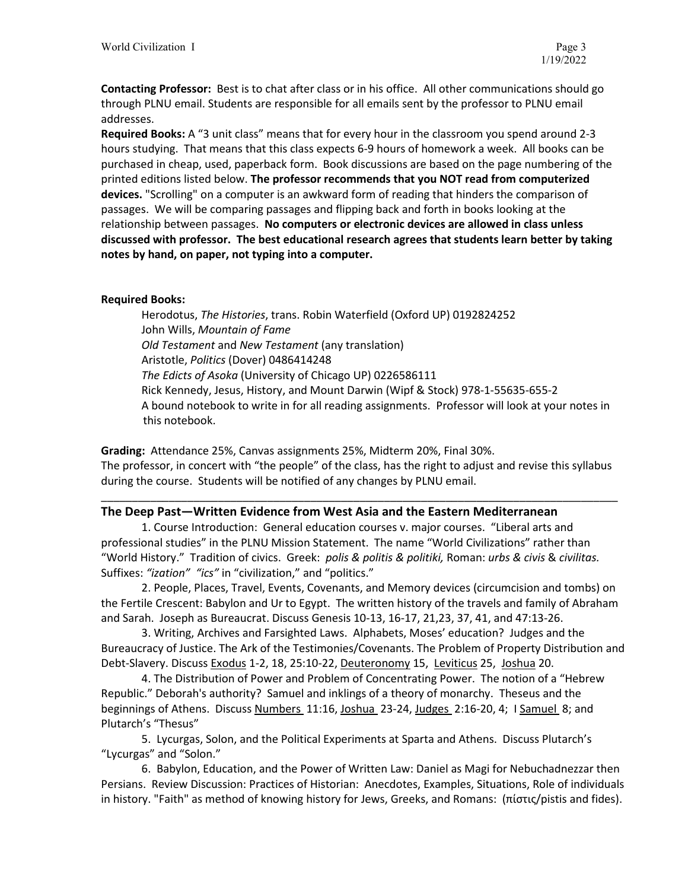**Contacting Professor:** Best is to chat after class or in his office. All other communications should go through PLNU email. Students are responsible for all emails sent by the professor to PLNU email addresses.

**Required Books:** A "3 unit class" means that for every hour in the classroom you spend around 2-3 hours studying. That means that this class expects 6-9 hours of homework a week. All books can be purchased in cheap, used, paperback form. Book discussions are based on the page numbering of the printed editions listed below. **The professor recommends that you NOT read from computerized devices.** "Scrolling" on a computer is an awkward form of reading that hinders the comparison of passages. We will be comparing passages and flipping back and forth in books looking at the relationship between passages. **No computers or electronic devices are allowed in class unless discussed with professor. The best educational research agrees that students learn better by taking notes by hand, on paper, not typing into a computer.**

**Required Books:**

Herodotus, *The Histories*, trans. Robin Waterfield (Oxford UP) 0192824252
John Wills, *Mountain of Fame*
*Old Testament* and *New Testament* (any translation)
Aristotle, *Politics* (Dover) 0486414248
*The Edicts of Asoka* (University of Chicago UP) 0226586111
Rick Kennedy, Jesus, History, and Mount Darwin (Wipf & Stock) 978-1-55635-655-2
A bound notebook to write in for all reading assignments. Professor will look at your notes in this notebook.

**Grading:** Attendance 25%, Canvas assignments 25%, Midterm 20%, Final 30%.
The professor, in concert with "the people" of the class, has the right to adjust and revise this syllabus during the course. Students will be notified of any changes by PLNU email.

---

## The Deep Past—Written Evidence from West Asia and the Eastern Mediterranean

1. Course Introduction: General education courses v. major courses. "Liberal arts and professional studies" in the PLNU Mission Statement. The name "World Civilizations" rather than "World History." Tradition of civics. Greek: *polis & politis & politiki,* Roman: *urbs & civis* & *civilitas.* Suffixes: *"ization" "ics"* in "civilization," and "politics."

2. People, Places, Travel, Events, Covenants, and Memory devices (circumcision and tombs) on the Fertile Crescent: Babylon and Ur to Egypt. The written history of the travels and family of Abraham and Sarah. Joseph as Bureaucrat. Discuss Genesis 10-13, 16-17, 21,23, 37, 41, and 47:13-26.

3. Writing, Archives and Farsighted Laws. Alphabets, Moses' education? Judges and the Bureaucracy of Justice. The Ark of the Testimonies/Covenants. The Problem of Property Distribution and Debt-Slavery. Discuss Exodus 1-2, 18, 25:10-22, Deuteronomy 15, Leviticus 25, Joshua 20.

4. The Distribution of Power and Problem of Concentrating Power. The notion of a "Hebrew Republic." Deborah's authority? Samuel and inklings of a theory of monarchy. Theseus and the beginnings of Athens. Discuss Numbers 11:16, Joshua 23-24, Judges 2:16-20, 4; I Samuel 8; and Plutarch's "Thesus"

5. Lycurgas, Solon, and the Political Experiments at Sparta and Athens. Discuss Plutarch's "Lycurgas" and "Solon."

6. Babylon, Education, and the Power of Written Law: Daniel as Magi for Nebuchadnezzar then Persians. Review Discussion: Practices of Historian: Anecdotes, Examples, Situations, Role of individuals in history. "Faith" as method of knowing history for Jews, Greeks, and Romans: (πίστις/pistis and fides).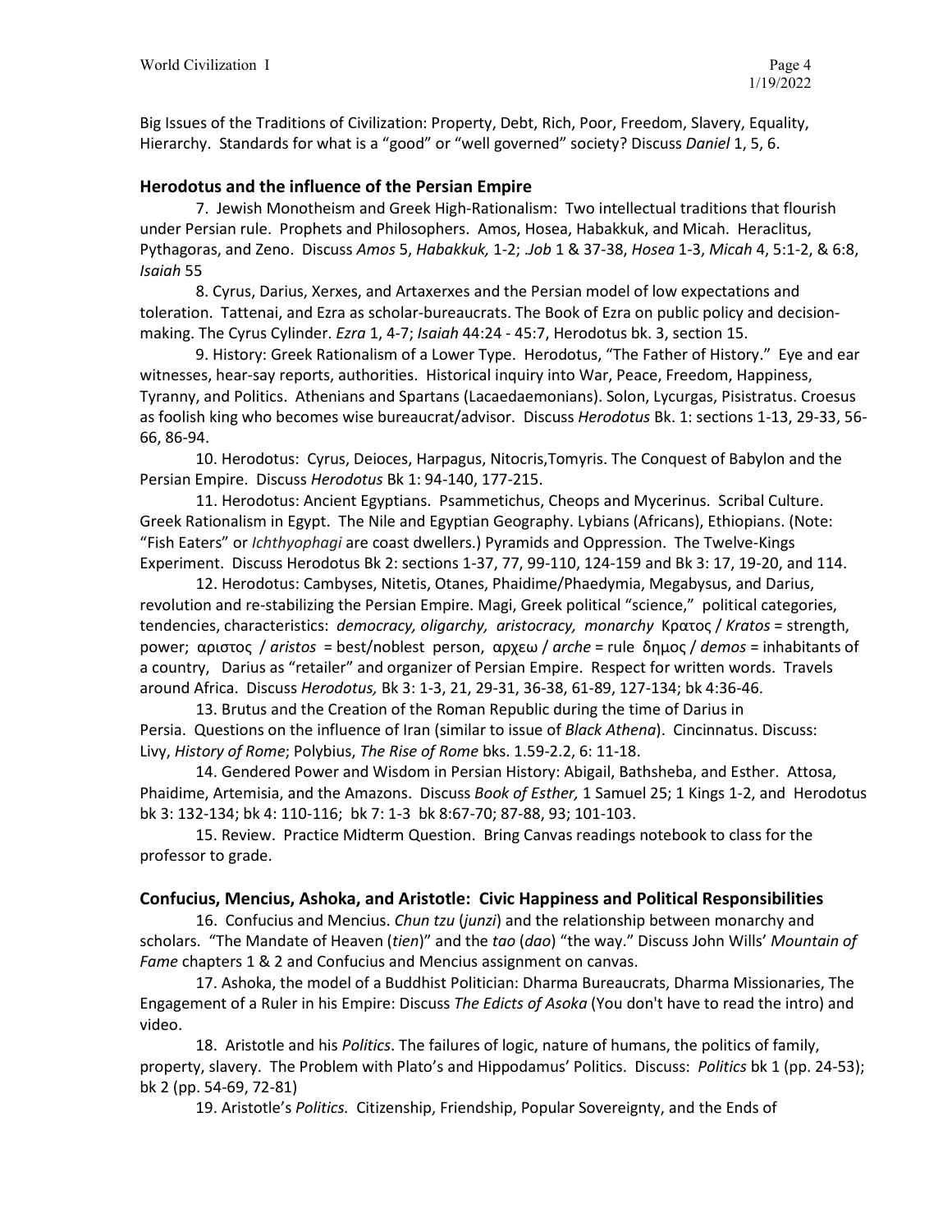Big Issues of the Traditions of Civilization: Property, Debt, Rich, Poor, Freedom, Slavery, Equality, Hierarchy. Standards for what is a "good" or "well governed" society? Discuss *Daniel* 1, 5, 6.

## Herodotus and the influence of the Persian Empire

7. Jewish Monotheism and Greek High-Rationalism: Two intellectual traditions that flourish under Persian rule. Prophets and Philosophers. Amos, Hosea, Habakkuk, and Micah. Heraclitus, Pythagoras, and Zeno. Discuss *Amos* 5, *Habakkuk,* 1-2; *Job* 1 & 37-38, *Hosea* 1-3, *Micah* 4, 5:1-2, & 6:8, *Isaiah* 55

8. Cyrus, Darius, Xerxes, and Artaxerxes and the Persian model of low expectations and toleration. Tattenai, and Ezra as scholar-bureaucrats. The Book of Ezra on public policy and decision-making. The Cyrus Cylinder. *Ezra* 1, 4-7; *Isaiah* 44:24 - 45:7, Herodotus bk. 3, section 15.

9. History: Greek Rationalism of a Lower Type. Herodotus, "The Father of History." Eye and ear witnesses, hear-say reports, authorities. Historical inquiry into War, Peace, Freedom, Happiness, Tyranny, and Politics. Athenians and Spartans (Lacaedaemonians). Solon, Lycurgas, Pisistratus. Croesus as foolish king who becomes wise bureaucrat/advisor. Discuss *Herodotus* Bk. 1: sections 1-13, 29-33, 56-66, 86-94.

10. Herodotus: Cyrus, Deioces, Harpagus, Nitocris,Tomyris. The Conquest of Babylon and the Persian Empire. Discuss *Herodotus* Bk 1: 94-140, 177-215.

11. Herodotus: Ancient Egyptians. Psammetichus, Cheops and Mycerinus. Scribal Culture. Greek Rationalism in Egypt. The Nile and Egyptian Geography. Lybians (Africans), Ethiopians. (Note: "Fish Eaters" or *Ichthyophagi* are coast dwellers.) Pyramids and Oppression. The Twelve-Kings Experiment. Discuss Herodotus Bk 2: sections 1-37, 77, 99-110, 124-159 and Bk 3: 17, 19-20, and 114.

12. Herodotus: Cambyses, Nitetis, Otanes, Phaidime/Phaedymia, Megabysus, and Darius, revolution and re-stabilizing the Persian Empire. Magi, Greek political "science," political categories, tendencies, characteristics: *democracy, oligarchy, aristocracy, monarchy* Κρατος / *Kratos* = strength, power; αριστος / *aristos* = best/noblest person, αρχεω / *arche* = rule δημος / *demos* = inhabitants of a country, Darius as "retailer" and organizer of Persian Empire. Respect for written words. Travels around Africa. Discuss *Herodotus,* Bk 3: 1-3, 21, 29-31, 36-38, 61-89, 127-134; bk 4:36-46.

13. Brutus and the Creation of the Roman Republic during the time of Darius in Persia. Questions on the influence of Iran (similar to issue of *Black Athena*). Cincinnatus. Discuss: Livy, *History of Rome*; Polybius, *The Rise of Rome* bks. 1.59-2.2, 6: 11-18.

14. Gendered Power and Wisdom in Persian History: Abigail, Bathsheba, and Esther. Attosa, Phaidime, Artemisia, and the Amazons. Discuss *Book of Esther,* 1 Samuel 25; 1 Kings 1-2, and Herodotus bk 3: 132-134; bk 4: 110-116; bk 7: 1-3 bk 8:67-70; 87-88, 93; 101-103.

15. Review. Practice Midterm Question. Bring Canvas readings notebook to class for the professor to grade.

## Confucius, Mencius, Ashoka, and Aristotle: Civic Happiness and Political Responsibilities

16. Confucius and Mencius. *Chun tzu* (*junzi*) and the relationship between monarchy and scholars. "The Mandate of Heaven (*tien*)" and the *tao* (*dao*) "the way." Discuss John Wills' *Mountain of Fame* chapters 1 & 2 and Confucius and Mencius assignment on canvas.

17. Ashoka, the model of a Buddhist Politician: Dharma Bureaucrats, Dharma Missionaries, The Engagement of a Ruler in his Empire: Discuss *The Edicts of Asoka* (You don't have to read the intro) and video.

18. Aristotle and his *Politics*. The failures of logic, nature of humans, the politics of family, property, slavery. The Problem with Plato's and Hippodamus' Politics. Discuss: *Politics* bk 1 (pp. 24-53); bk 2 (pp. 54-69, 72-81)

19. Aristotle's *Politics.* Citizenship, Friendship, Popular Sovereignty, and the Ends of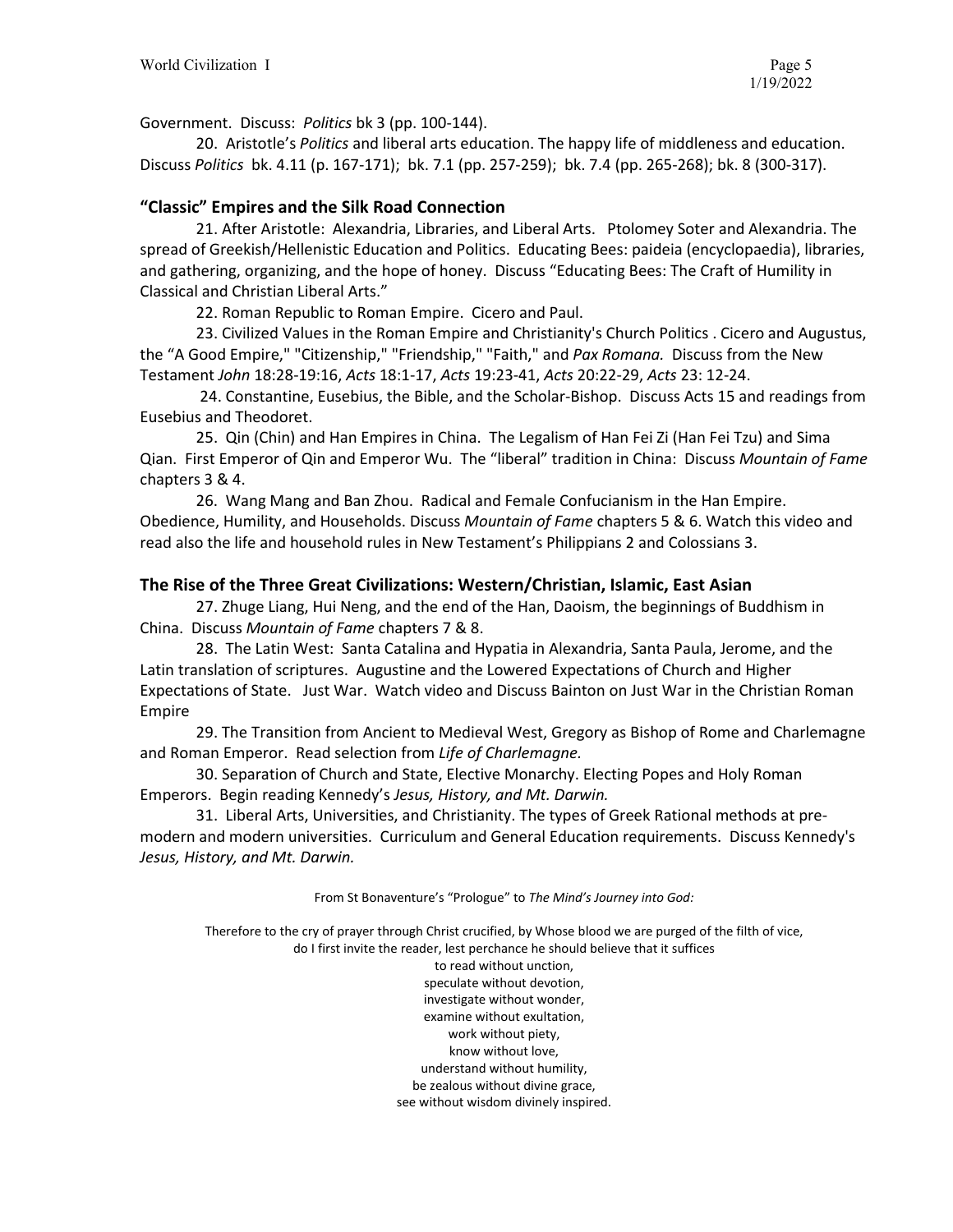Government. Discuss: *Politics* bk 3 (pp. 100-144).

20. Aristotle's *Politics* and liberal arts education. The happy life of middleness and education. Discuss *Politics* bk. 4.11 (p. 167-171); bk. 7.1 (pp. 257-259); bk. 7.4 (pp. 265-268); bk. 8 (300-317).

## "Classic" Empires and the Silk Road Connection

21. After Aristotle: Alexandria, Libraries, and Liberal Arts. Ptolomey Soter and Alexandria. The spread of Greekish/Hellenistic Education and Politics. Educating Bees: paideia (encyclopaedia), libraries, and gathering, organizing, and the hope of honey. Discuss "Educating Bees: The Craft of Humility in Classical and Christian Liberal Arts."

22. Roman Republic to Roman Empire. Cicero and Paul.

23. Civilized Values in the Roman Empire and Christianity's Church Politics . Cicero and Augustus, the "A Good Empire," "Citizenship," "Friendship," "Faith," and *Pax Romana.* Discuss from the New Testament *John* 18:28-19:16, *Acts* 18:1-17, *Acts* 19:23-41, *Acts* 20:22-29, *Acts* 23: 12-24.

24. Constantine, Eusebius, the Bible, and the Scholar-Bishop. Discuss Acts 15 and readings from Eusebius and Theodoret.

25. Qin (Chin) and Han Empires in China. The Legalism of Han Fei Zi (Han Fei Tzu) and Sima Qian. First Emperor of Qin and Emperor Wu. The "liberal" tradition in China: Discuss *Mountain of Fame* chapters 3 & 4.

26. Wang Mang and Ban Zhou. Radical and Female Confucianism in the Han Empire. Obedience, Humility, and Households. Discuss *Mountain of Fame* chapters 5 & 6. Watch this video and read also the life and household rules in New Testament's Philippians 2 and Colossians 3.

## The Rise of the Three Great Civilizations: Western/Christian, Islamic, East Asian

27. Zhuge Liang, Hui Neng, and the end of the Han, Daoism, the beginnings of Buddhism in China. Discuss *Mountain of Fame* chapters 7 & 8.

28. The Latin West: Santa Catalina and Hypatia in Alexandria, Santa Paula, Jerome, and the Latin translation of scriptures. Augustine and the Lowered Expectations of Church and Higher Expectations of State. Just War. Watch video and Discuss Bainton on Just War in the Christian Roman Empire

29. The Transition from Ancient to Medieval West, Gregory as Bishop of Rome and Charlemagne and Roman Emperor. Read selection from *Life of Charlemagne.*

30. Separation of Church and State, Elective Monarchy. Electing Popes and Holy Roman Emperors. Begin reading Kennedy's *Jesus, History, and Mt. Darwin.*

31. Liberal Arts, Universities, and Christianity. The types of Greek Rational methods at pre-modern and modern universities. Curriculum and General Education requirements. Discuss Kennedy's *Jesus, History, and Mt. Darwin.*

From St Bonaventure's "Prologue" to *The Mind's Journey into God:*

Therefore to the cry of prayer through Christ crucified, by Whose blood we are purged of the filth of vice,
do I first invite the reader, lest perchance he should believe that it suffices
to read without unction,
speculate without devotion,
investigate without wonder,
examine without exultation,
work without piety,
know without love,
understand without humility,
be zealous without divine grace,
see without wisdom divinely inspired.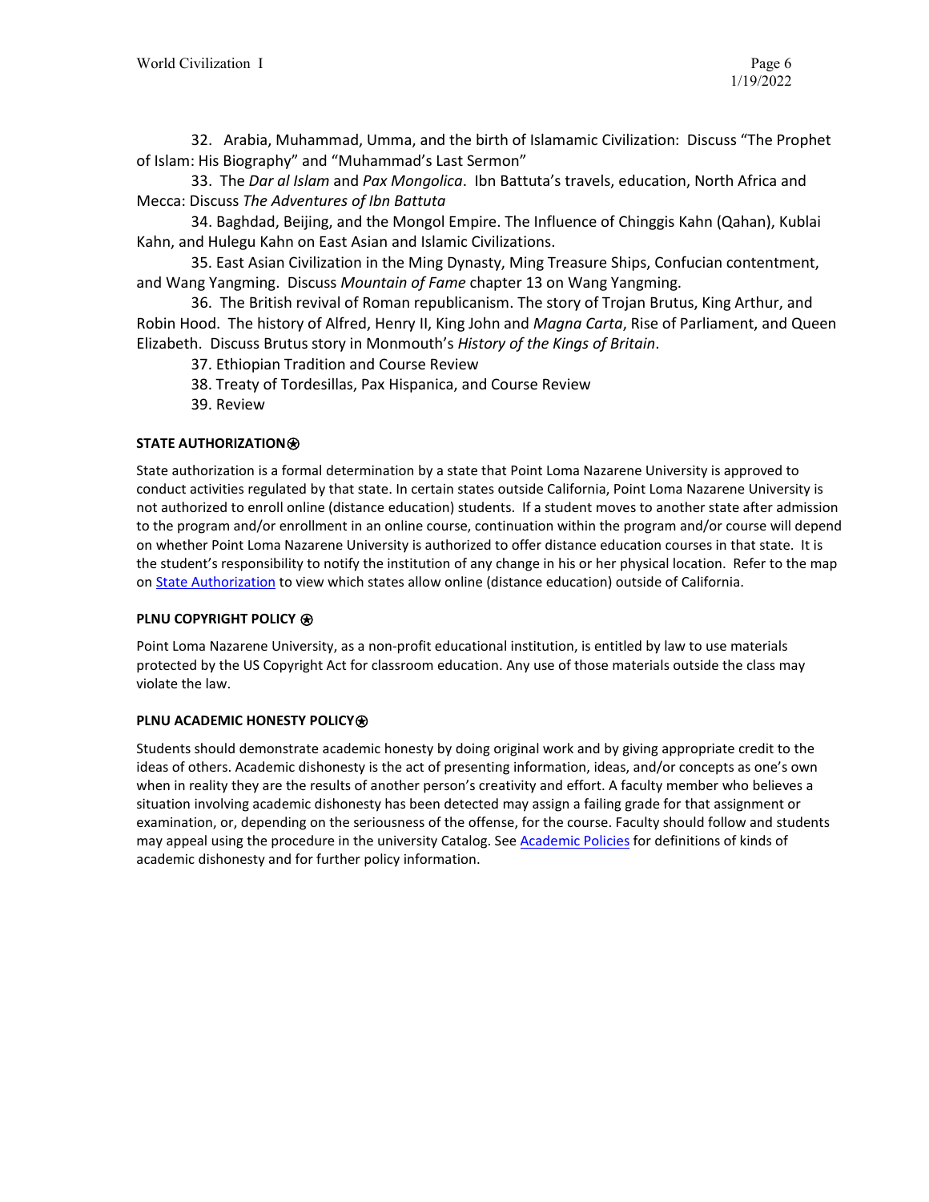32. Arabia, Muhammad, Umma, and the birth of Islamamic Civilization: Discuss "The Prophet of Islam: His Biography" and "Muhammad's Last Sermon"

33. The *Dar al Islam* and *Pax Mongolica*. Ibn Battuta's travels, education, North Africa and Mecca: Discuss *The Adventures of Ibn Battuta*

34. Baghdad, Beijing, and the Mongol Empire. The Influence of Chinggis Kahn (Qahan), Kublai Kahn, and Hulegu Kahn on East Asian and Islamic Civilizations.

35. East Asian Civilization in the Ming Dynasty, Ming Treasure Ships, Confucian contentment, and Wang Yangming. Discuss *Mountain of Fame* chapter 13 on Wang Yangming.

36. The British revival of Roman republicanism. The story of Trojan Brutus, King Arthur, and Robin Hood. The history of Alfred, Henry II, King John and *Magna Carta*, Rise of Parliament, and Queen Elizabeth. Discuss Brutus story in Monmouth's *History of the Kings of Britain*.

37. Ethiopian Tradition and Course Review

38. Treaty of Tordesillas, Pax Hispanica, and Course Review

39. Review

**STATE AUTHORIZATION⍟**

State authorization is a formal determination by a state that Point Loma Nazarene University is approved to conduct activities regulated by that state. In certain states outside California, Point Loma Nazarene University is not authorized to enroll online (distance education) students. If a student moves to another state after admission to the program and/or enrollment in an online course, continuation within the program and/or course will depend on whether Point Loma Nazarene University is authorized to offer distance education courses in that state. It is the student's responsibility to notify the institution of any change in his or her physical location. Refer to the map on State Authorization to view which states allow online (distance education) outside of California.

**PLNU COPYRIGHT POLICY ⍟**

Point Loma Nazarene University, as a non-profit educational institution, is entitled by law to use materials protected by the US Copyright Act for classroom education. Any use of those materials outside the class may violate the law.

**PLNU ACADEMIC HONESTY POLICY⍟**

Students should demonstrate academic honesty by doing original work and by giving appropriate credit to the ideas of others. Academic dishonesty is the act of presenting information, ideas, and/or concepts as one's own when in reality they are the results of another person's creativity and effort. A faculty member who believes a situation involving academic dishonesty has been detected may assign a failing grade for that assignment or examination, or, depending on the seriousness of the offense, for the course. Faculty should follow and students may appeal using the procedure in the university Catalog. See Academic Policies for definitions of kinds of academic dishonesty and for further policy information.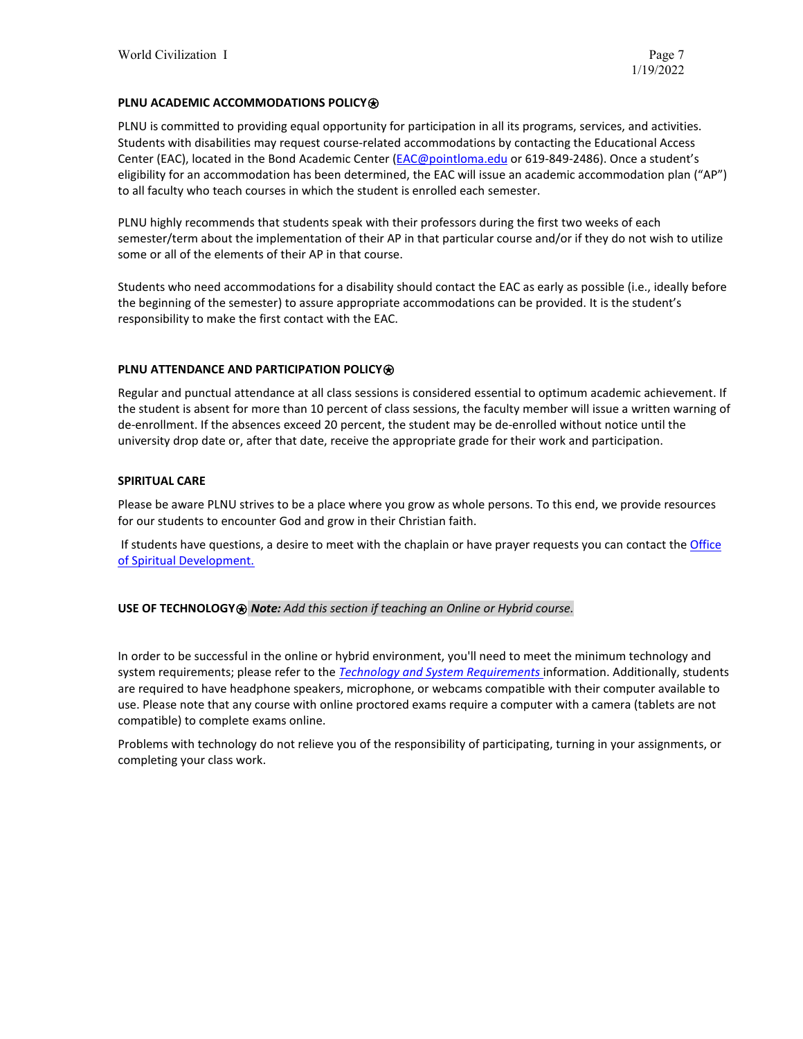### PLNU ACADEMIC ACCOMMODATIONS POLICY⊛

PLNU is committed to providing equal opportunity for participation in all its programs, services, and activities. Students with disabilities may request course-related accommodations by contacting the Educational Access Center (EAC), located in the Bond Academic Center (EAC@pointloma.edu or 619-849-2486). Once a student's eligibility for an accommodation has been determined, the EAC will issue an academic accommodation plan ("AP") to all faculty who teach courses in which the student is enrolled each semester.

PLNU highly recommends that students speak with their professors during the first two weeks of each semester/term about the implementation of their AP in that particular course and/or if they do not wish to utilize some or all of the elements of their AP in that course.

Students who need accommodations for a disability should contact the EAC as early as possible (i.e., ideally before the beginning of the semester) to assure appropriate accommodations can be provided. It is the student's responsibility to make the first contact with the EAC.

### PLNU ATTENDANCE AND PARTICIPATION POLICY⊛

Regular and punctual attendance at all class sessions is considered essential to optimum academic achievement. If the student is absent for more than 10 percent of class sessions, the faculty member will issue a written warning of de-enrollment. If the absences exceed 20 percent, the student may be de-enrolled without notice until the university drop date or, after that date, receive the appropriate grade for their work and participation.

### SPIRITUAL CARE

Please be aware PLNU strives to be a place where you grow as whole persons. To this end, we provide resources for our students to encounter God and grow in their Christian faith.

If students have questions, a desire to meet with the chaplain or have prayer requests you can contact the Office of Spiritual Development.

### USE OF TECHNOLOGY⊛ ***Note:*** *Add this section if teaching an Online or Hybrid course.*

In order to be successful in the online or hybrid environment, you'll need to meet the minimum technology and system requirements; please refer to the *Technology and System Requirements* information. Additionally, students are required to have headphone speakers, microphone, or webcams compatible with their computer available to use. Please note that any course with online proctored exams require a computer with a camera (tablets are not compatible) to complete exams online.

Problems with technology do not relieve you of the responsibility of participating, turning in your assignments, or completing your class work.